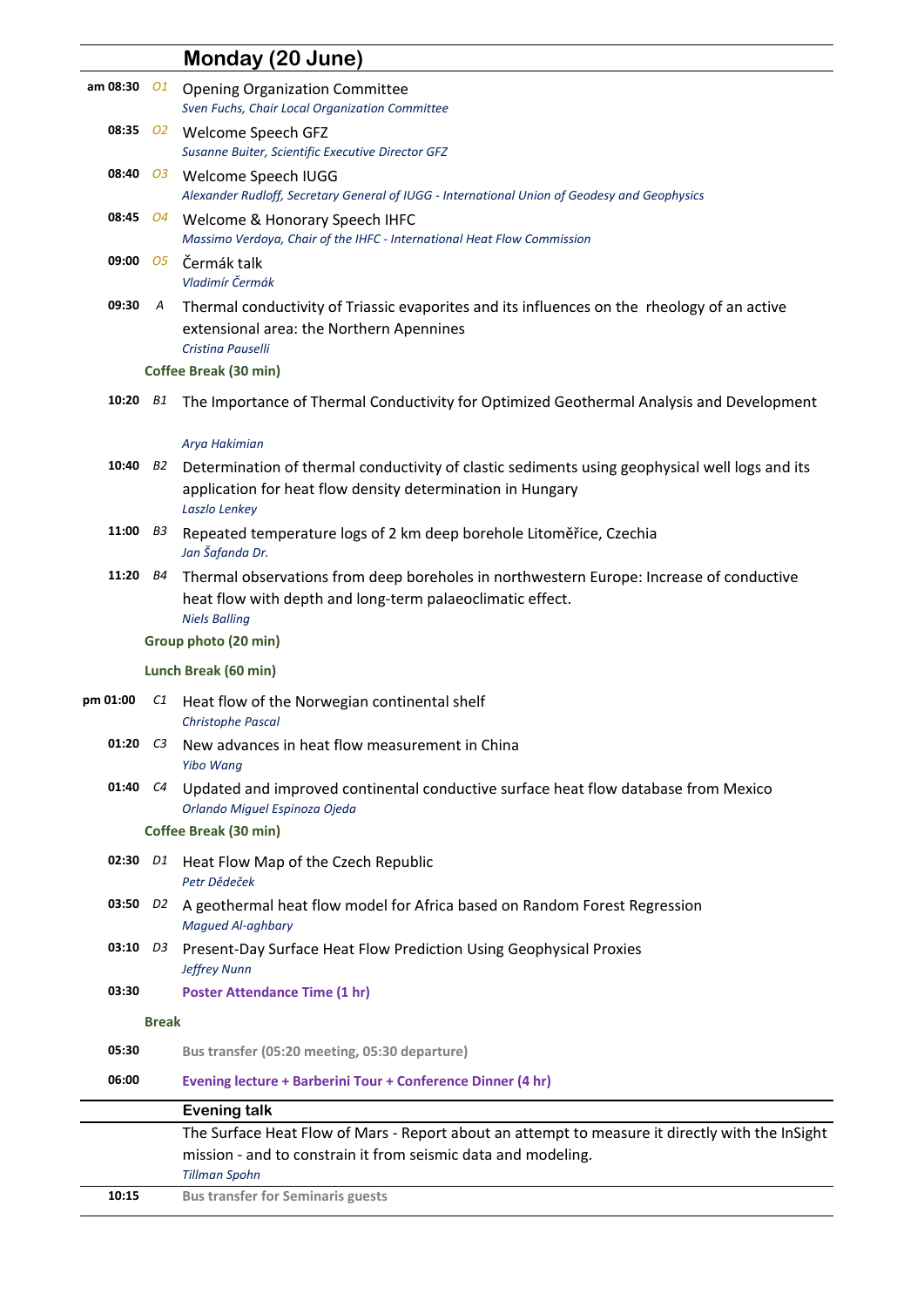# Monday (20 June)

| Time | ID | Session |
|---|---|---|
| am 08:30 | O1 | Opening Organization Committee<br>*Sven Fuchs, Chair Local Organization Committee* |
| 08:35 | O2 | Welcome Speech GFZ<br>*Susanne Buiter, Scientific Executive Director GFZ* |
| 08:40 | O3 | Welcome Speech IUGG<br>*Alexander Rudloff, Secretary General of IUGG - International Union of Geodesy and Geophysics* |
| 08:45 | O4 | Welcome & Honorary Speech IHFC<br>*Massimo Verdoya, Chair of the IHFC - International Heat Flow Commission* |
| 09:00 | O5 | Čermák talk<br>*Vladimír Čermák* |
| 09:30 | A | Thermal conductivity of Triassic evaporites and its influences on the rheology of an active extensional area: the Northern Apennines<br>*Cristina Pauselli* |
| | | **Coffee Break (30 min)** |
| 10:20 | B1 | The Importance of Thermal Conductivity for Optimized Geothermal Analysis and Development<br>*Arya Hakimian* |
| 10:40 | B2 | Determination of thermal conductivity of clastic sediments using geophysical well logs and its application for heat flow density determination in Hungary<br>*Laszlo Lenkey* |
| 11:00 | B3 | Repeated temperature logs of 2 km deep borehole Litoměřice, Czechia<br>*Jan Šafanda Dr.* |
| 11:20 | B4 | Thermal observations from deep boreholes in northwestern Europe: Increase of conductive heat flow with depth and long-term palaeoclimatic effect.<br>*Niels Balling* |
| | | **Group photo (20 min)** |
| | | **Lunch Break (60 min)** |
| pm 01:00 | C1 | Heat flow of the Norwegian continental shelf<br>*Christophe Pascal* |
| 01:20 | C3 | New advances in heat flow measurement in China<br>*Yibo Wang* |
| 01:40 | C4 | Updated and improved continental conductive surface heat flow database from Mexico<br>*Orlando Miguel Espinoza Ojeda* |
| | | **Coffee Break (30 min)** |
| 02:30 | D1 | Heat Flow Map of the Czech Republic<br>*Petr Dědeček* |
| 03:50 | D2 | A geothermal heat flow model for Africa based on Random Forest Regression<br>*Magued Al-aghbary* |
| 03:10 | D3 | Present-Day Surface Heat Flow Prediction Using Geophysical Proxies<br>*Jeffrey Nunn* |
| 03:30 | | **Poster Attendance Time (1 hr)** |
| | | **Break** |
| 05:30 | | **Bus transfer (05:20 meeting, 05:30 departure)** |
| 06:00 | | **Evening lecture + Barberini Tour + Conference Dinner (4 hr)** |

## Evening talk

The Surface Heat Flow of Mars - Report about an attempt to measure it directly with the InSight mission - and to constrain it from seismic data and modeling.
*Tillman Spohn*

| Time | Session |
|---|---|
| 10:15 | **Bus transfer for Seminaris guests** |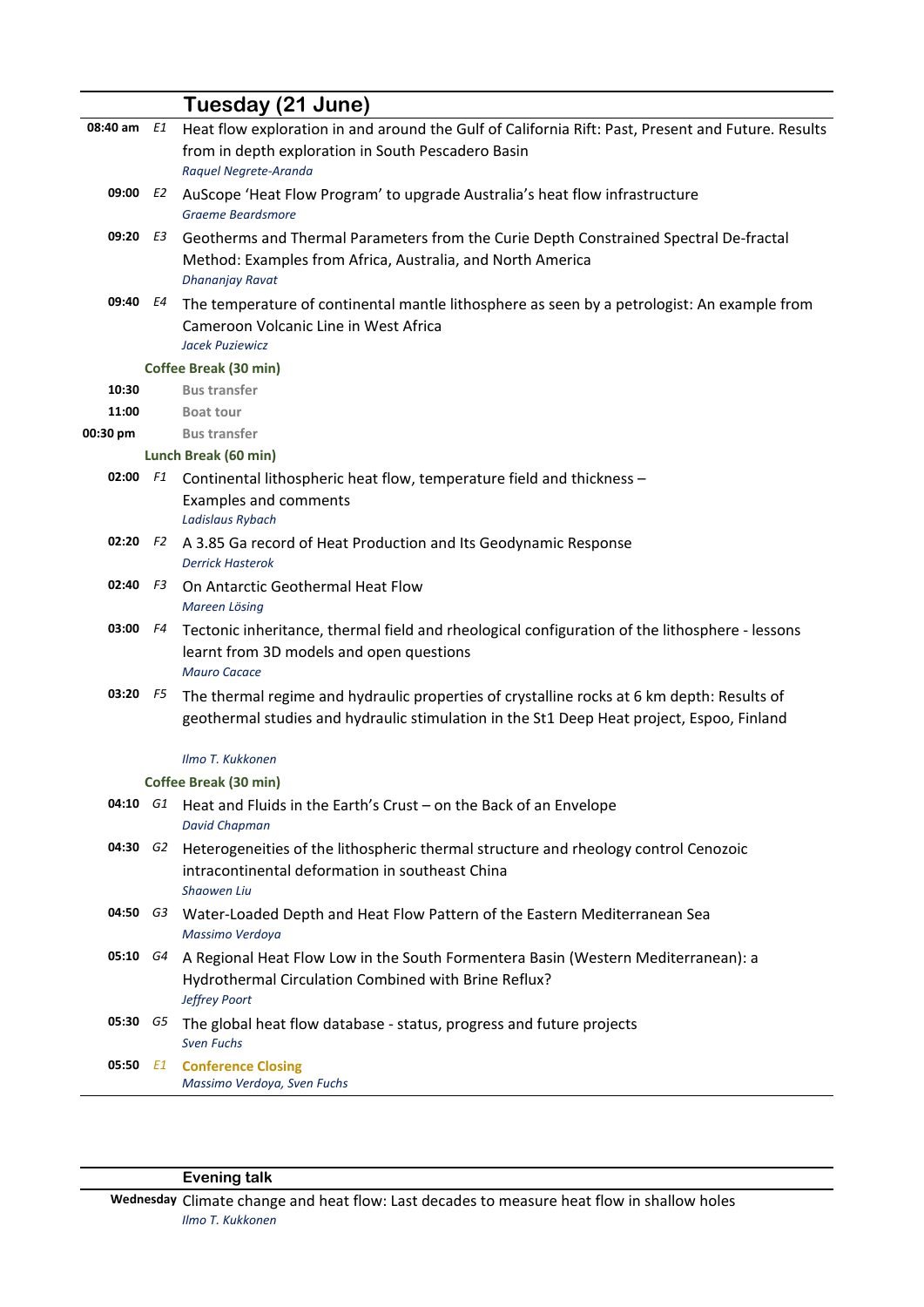## Tuesday (21 June)

| Time | Code | Talk |
| --- | --- | --- |
| 08:40 am | *E1* | Heat flow exploration in and around the Gulf of California Rift: Past, Present and Future. Results from in depth exploration in South Pescadero Basin<br>*Raquel Negrete-Aranda* |
| 09:00 | *E2* | AuScope 'Heat Flow Program' to upgrade Australia's heat flow infrastructure<br>*Graeme Beardsmore* |
| 09:20 | *E3* | Geotherms and Thermal Parameters from the Curie Depth Constrained Spectral De-fractal Method: Examples from Africa, Australia, and North America<br>*Dhananjay Ravat* |
| 09:40 | *E4* | The temperature of continental mantle lithosphere as seen by a petrologist: An example from Cameroon Volcanic Line in West Africa<br>*Jacek Puziewicz* |
| | | **Coffee Break (30 min)** |
| 10:30 | | **Bus transfer** |
| 11:00 | | **Boat tour** |
| 00:30 pm | | **Bus transfer** |
| | | **Lunch Break (60 min)** |
| 02:00 | *F1* | Continental lithospheric heat flow, temperature field and thickness – Examples and comments<br>*Ladislaus Rybach* |
| 02:20 | *F2* | A 3.85 Ga record of Heat Production and Its Geodynamic Response<br>*Derrick Hasterok* |
| 02:40 | *F3* | On Antarctic Geothermal Heat Flow<br>*Mareen Lösing* |
| 03:00 | *F4* | Tectonic inheritance, thermal field and rheological configuration of the lithosphere - lessons learnt from 3D models and open questions<br>*Mauro Cacace* |
| 03:20 | *F5* | The thermal regime and hydraulic properties of crystalline rocks at 6 km depth: Results of geothermal studies and hydraulic stimulation in the St1 Deep Heat project, Espoo, Finland<br>*Ilmo T. Kukkonen* |
| | | **Coffee Break (30 min)** |
| 04:10 | *G1* | Heat and Fluids in the Earth's Crust – on the Back of an Envelope<br>*David Chapman* |
| 04:30 | *G2* | Heterogeneities of the lithospheric thermal structure and rheology control Cenozoic intracontinental deformation in southeast China<br>*Shaowen Liu* |
| 04:50 | *G3* | Water-Loaded Depth and Heat Flow Pattern of the Eastern Mediterranean Sea<br>*Massimo Verdoya* |
| 05:10 | *G4* | A Regional Heat Flow Low in the South Formentera Basin (Western Mediterranean): a Hydrothermal Circulation Combined with Brine Reflux?<br>*Jeffrey Poort* |
| 05:30 | *G5* | The global heat flow database - status, progress and future projects<br>*Sven Fuchs* |
| 05:50 | *E1* | **Conference Closing**<br>*Massimo Verdoya, Sven Fuchs* |

## Evening talk

| Day | Talk |
| --- | --- |
| **Wednesday** | Climate change and heat flow: Last decades to measure heat flow in shallow holes<br>*Ilmo T. Kukkonen* |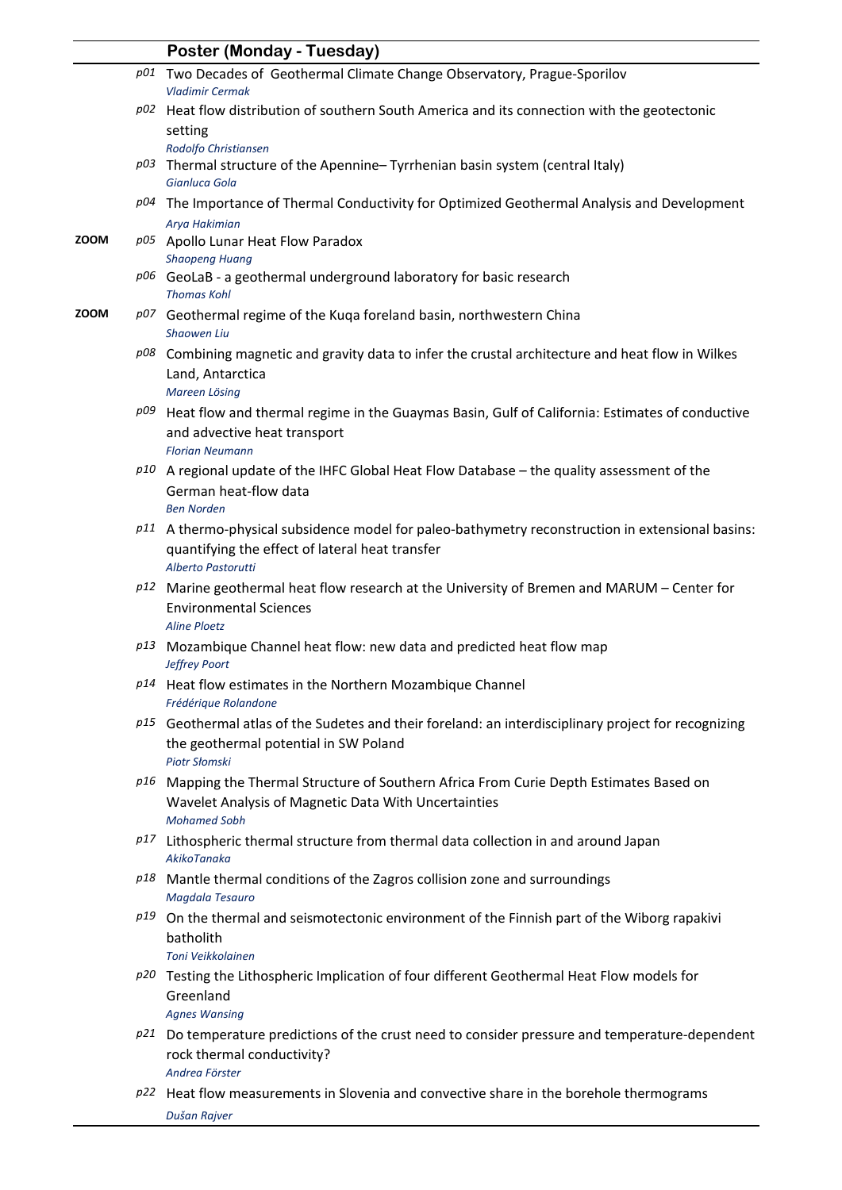## Poster (Monday - Tuesday)

| | | |
|---|---|---|
| | *p01* | Two Decades of Geothermal Climate Change Observatory, Prague-Sporilov<br>*Vladimir Cermak* |
| | *p02* | Heat flow distribution of southern South America and its connection with the geotectonic setting<br>*Rodolfo Christiansen* |
| | *p03* | Thermal structure of the Apennine– Tyrrhenian basin system (central Italy)<br>*Gianluca Gola* |
| | *p04* | The Importance of Thermal Conductivity for Optimized Geothermal Analysis and Development<br>*Arya Hakimian* |
| **ZOOM** | *p05* | Apollo Lunar Heat Flow Paradox<br>*Shaopeng Huang* |
| | *p06* | GeoLaB - a geothermal underground laboratory for basic research<br>*Thomas Kohl* |
| **ZOOM** | *p07* | Geothermal regime of the Kuqa foreland basin, northwestern China<br>*Shaowen Liu* |
| | *p08* | Combining magnetic and gravity data to infer the crustal architecture and heat flow in Wilkes Land, Antarctica<br>*Mareen Lösing* |
| | *p09* | Heat flow and thermal regime in the Guaymas Basin, Gulf of California: Estimates of conductive and advective heat transport<br>*Florian Neumann* |
| | *p10* | A regional update of the IHFC Global Heat Flow Database – the quality assessment of the German heat-flow data<br>*Ben Norden* |
| | *p11* | A thermo-physical subsidence model for paleo-bathymetry reconstruction in extensional basins: quantifying the effect of lateral heat transfer<br>*Alberto Pastorutti* |
| | *p12* | Marine geothermal heat flow research at the University of Bremen and MARUM – Center for Environmental Sciences<br>*Aline Ploetz* |
| | *p13* | Mozambique Channel heat flow: new data and predicted heat flow map<br>*Jeffrey Poort* |
| | *p14* | Heat flow estimates in the Northern Mozambique Channel<br>*Frédérique Rolandone* |
| | *p15* | Geothermal atlas of the Sudetes and their foreland: an interdisciplinary project for recognizing the geothermal potential in SW Poland<br>*Piotr Słomski* |
| | *p16* | Mapping the Thermal Structure of Southern Africa From Curie Depth Estimates Based on Wavelet Analysis of Magnetic Data With Uncertainties<br>*Mohamed Sobh* |
| | *p17* | Lithospheric thermal structure from thermal data collection in and around Japan<br>*AkikoTanaka* |
| | *p18* | Mantle thermal conditions of the Zagros collision zone and surroundings<br>*Magdala Tesauro* |
| | *p19* | On the thermal and seismotectonic environment of the Finnish part of the Wiborg rapakivi batholith<br>*Toni Veikkolainen* |
| | *p20* | Testing the Lithospheric Implication of four different Geothermal Heat Flow models for Greenland<br>*Agnes Wansing* |
| | *p21* | Do temperature predictions of the crust need to consider pressure and temperature-dependent rock thermal conductivity?<br>*Andrea Förster* |
| | *p22* | Heat flow measurements in Slovenia and convective share in the borehole thermograms<br>*Dušan Rajver* |